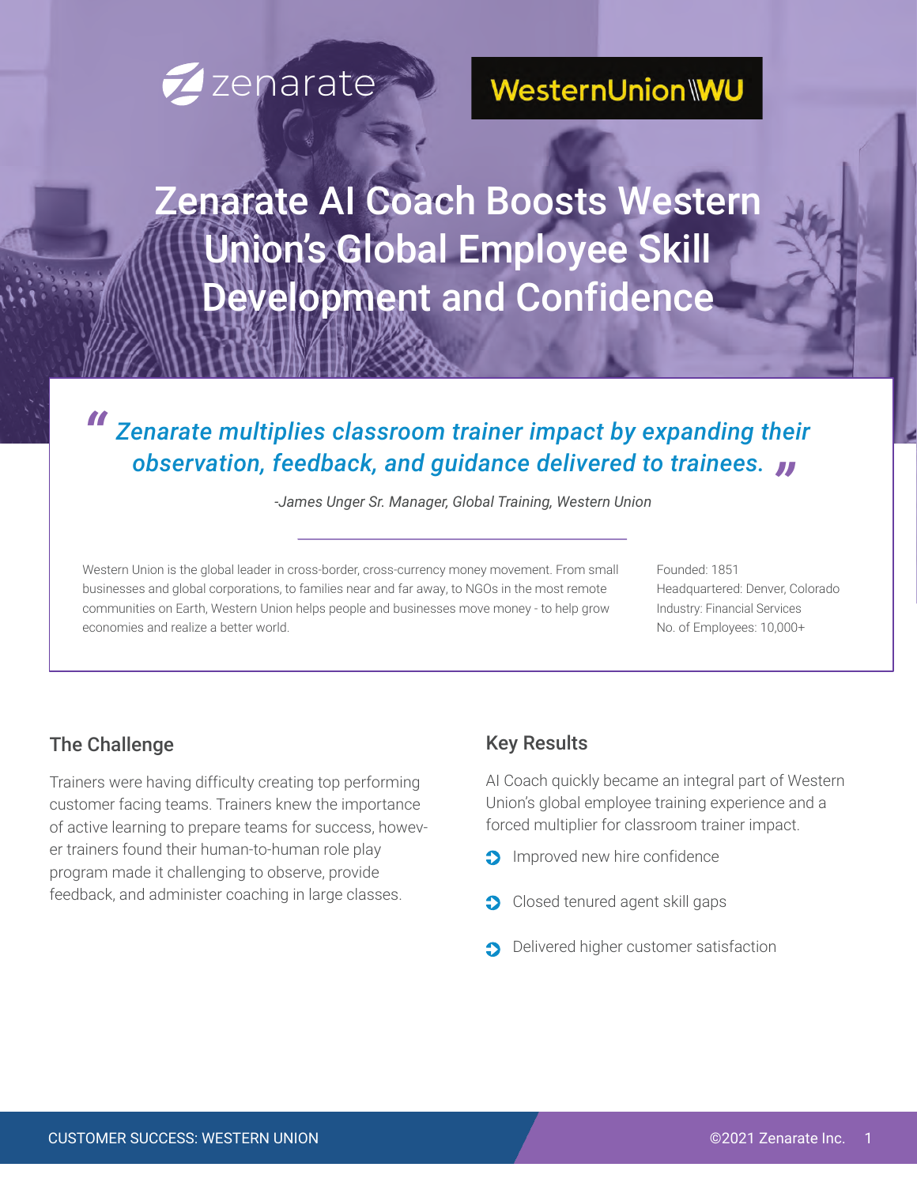zenarate

WesternUnion WU

# Zenarate AI Coach Boosts Western Union's Global Employee Skill Development and Confidence

> *"Zenarate multiplies classroom trainer impact by expanding their observation, feedback, and guidance delivered to trainees."*
>
> *-James Unger Sr. Manager, Global Training, Western Union*

Western Union is the global leader in cross-border, cross-currency money movement. From small businesses and global corporations, to families near and far away, to NGOs in the most remote communities on Earth, Western Union helps people and businesses move money - to help grow economies and realize a better world.

Founded: 1851
Headquartered: Denver, Colorado
Industry: Financial Services
No. of Employees: 10,000+

## The Challenge

Trainers were having difficulty creating top performing customer facing teams. Trainers knew the importance of active learning to prepare teams for success, however trainers found their human-to-human role play program made it challenging to observe, provide feedback, and administer coaching in large classes.

## Key Results

AI Coach quickly became an integral part of Western Union's global employee training experience and a forced multiplier for classroom trainer impact.

- Improved new hire confidence
- Closed tenured agent skill gaps
- Delivered higher customer satisfaction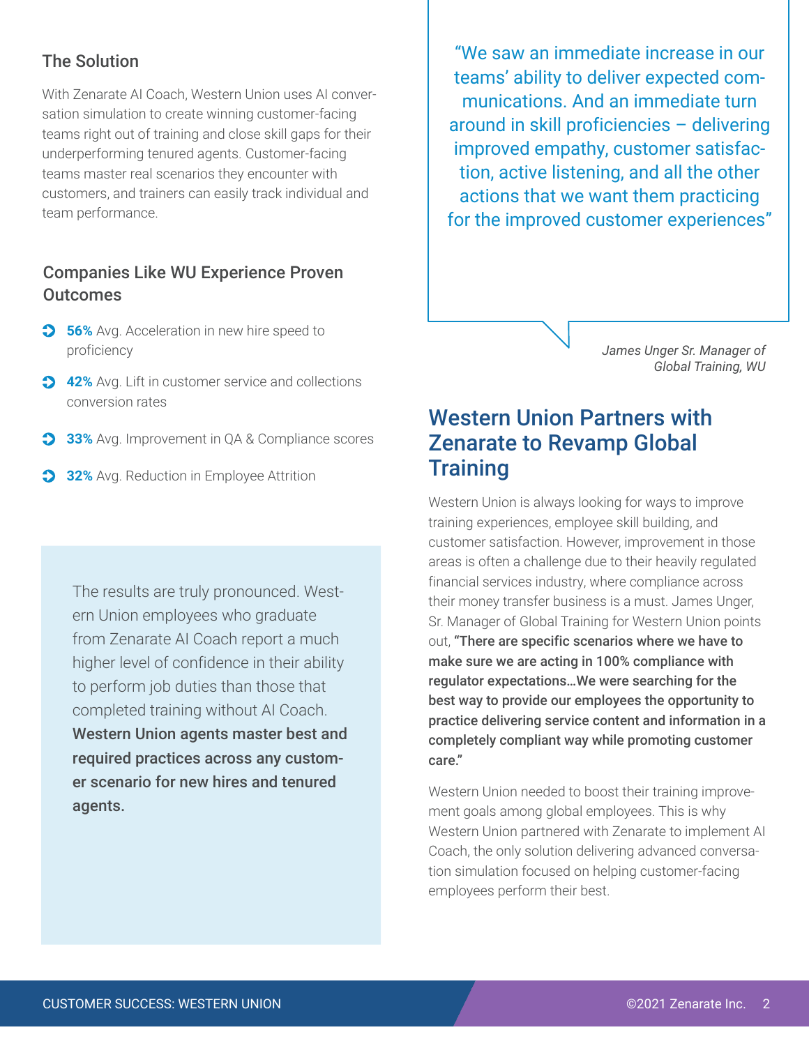### The Solution

With Zenarate AI Coach, Western Union uses AI conversation simulation to create winning customer-facing teams right out of training and close skill gaps for their underperforming tenured agents. Customer-facing teams master real scenarios they encounter with customers, and trainers can easily track individual and team performance.

### Companies Like WU Experience Proven Outcomes

- **56%** Avg. Acceleration in new hire speed to proficiency
- **42%** Avg. Lift in customer service and collections conversion rates
- **33%** Avg. Improvement in QA & Compliance scores
- **32%** Avg. Reduction in Employee Attrition

The results are truly pronounced. Western Union employees who graduate from Zenarate AI Coach report a much higher level of confidence in their ability to perform job duties than those that completed training without AI Coach. **Western Union agents master best and required practices across any customer scenario for new hires and tenured agents.**

"We saw an immediate increase in our teams' ability to deliver expected communications. And an immediate turn around in skill proficiencies – delivering improved empathy, customer satisfaction, active listening, and all the other actions that we want them practicing for the improved customer experiences"

*James Unger Sr. Manager of Global Training, WU*

## Western Union Partners with Zenarate to Revamp Global Training

Western Union is always looking for ways to improve training experiences, employee skill building, and customer satisfaction. However, improvement in those areas is often a challenge due to their heavily regulated financial services industry, where compliance across their money transfer business is a must. James Unger, Sr. Manager of Global Training for Western Union points out, **"There are specific scenarios where we have to make sure we are acting in 100% compliance with regulator expectations…We were searching for the best way to provide our employees the opportunity to practice delivering service content and information in a completely compliant way while promoting customer care."**

Western Union needed to boost their training improvement goals among global employees. This is why Western Union partnered with Zenarate to implement AI Coach, the only solution delivering advanced conversation simulation focused on helping customer-facing employees perform their best.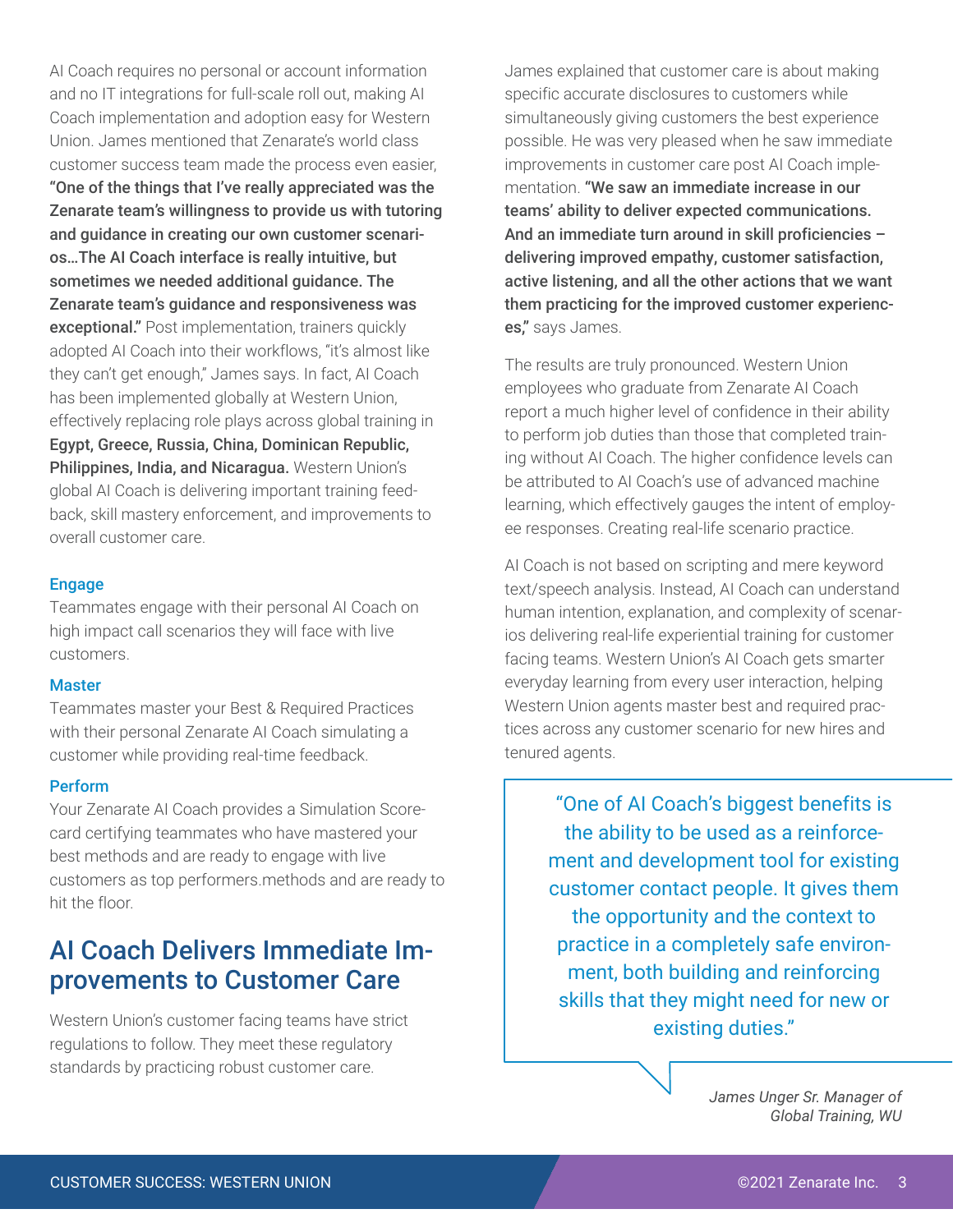AI Coach requires no personal or account information and no IT integrations for full-scale roll out, making AI Coach implementation and adoption easy for Western Union. James mentioned that Zenarate's world class customer success team made the process even easier, **"One of the things that I've really appreciated was the Zenarate team's willingness to provide us with tutoring and guidance in creating our own customer scenarios…The AI Coach interface is really intuitive, but sometimes we needed additional guidance. The Zenarate team's guidance and responsiveness was exceptional."** Post implementation, trainers quickly adopted AI Coach into their workflows, "it's almost like they can't get enough," James says. In fact, AI Coach has been implemented globally at Western Union, effectively replacing role plays across global training in **Egypt, Greece, Russia, China, Dominican Republic, Philippines, India, and Nicaragua.** Western Union's global AI Coach is delivering important training feedback, skill mastery enforcement, and improvements to overall customer care.

**Engage**

Teammates engage with their personal AI Coach on high impact call scenarios they will face with live customers.

**Master**

Teammates master your Best & Required Practices with their personal Zenarate AI Coach simulating a customer while providing real-time feedback.

**Perform**

Your Zenarate AI Coach provides a Simulation Scorecard certifying teammates who have mastered your best methods and are ready to engage with live customers as top performers.methods and are ready to hit the floor.

## AI Coach Delivers Immediate Improvements to Customer Care

Western Union's customer facing teams have strict regulations to follow. They meet these regulatory standards by practicing robust customer care.

James explained that customer care is about making specific accurate disclosures to customers while simultaneously giving customers the best experience possible. He was very pleased when he saw immediate improvements in customer care post AI Coach implementation. **"We saw an immediate increase in our teams' ability to deliver expected communications. And an immediate turn around in skill proficiencies – delivering improved empathy, customer satisfaction, active listening, and all the other actions that we want them practicing for the improved customer experiences,"** says James.

The results are truly pronounced. Western Union employees who graduate from Zenarate AI Coach report a much higher level of confidence in their ability to perform job duties than those that completed training without AI Coach. The higher confidence levels can be attributed to AI Coach's use of advanced machine learning, which effectively gauges the intent of employee responses. Creating real-life scenario practice.

AI Coach is not based on scripting and mere keyword text/speech analysis. Instead, AI Coach can understand human intention, explanation, and complexity of scenarios delivering real-life experiential training for customer facing teams. Western Union's AI Coach gets smarter everyday learning from every user interaction, helping Western Union agents master best and required practices across any customer scenario for new hires and tenured agents.

> "One of AI Coach's biggest benefits is the ability to be used as a reinforcement and development tool for existing customer contact people. It gives them the opportunity and the context to practice in a completely safe environment, both building and reinforcing skills that they might need for new or existing duties."

*James Unger Sr. Manager of Global Training, WU*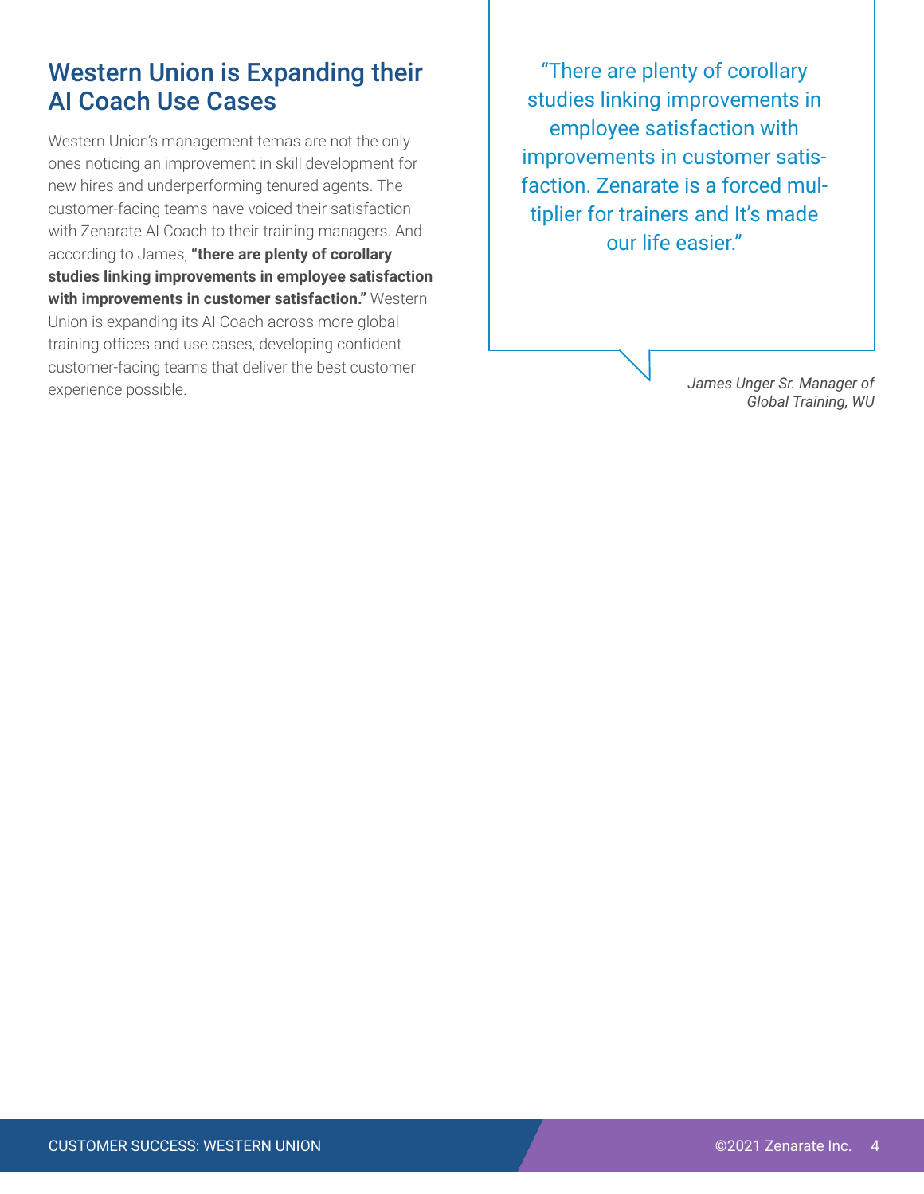## Western Union is Expanding their AI Coach Use Cases

Western Union's management temas are not the only ones noticing an improvement in skill development for new hires and underperforming tenured agents. The customer-facing teams have voiced their satisfaction with Zenarate AI Coach to their training managers. And according to James, **"there are plenty of corollary studies linking improvements in employee satisfaction with improvements in customer satisfaction."** Western Union is expanding its AI Coach across more global training offices and use cases, developing confident customer-facing teams that deliver the best customer experience possible.

> "There are plenty of corollary studies linking improvements in employee satisfaction with improvements in customer satisfaction. Zenarate is a forced multiplier for trainers and It's made our life easier."

*James Unger Sr. Manager of Global Training, WU*